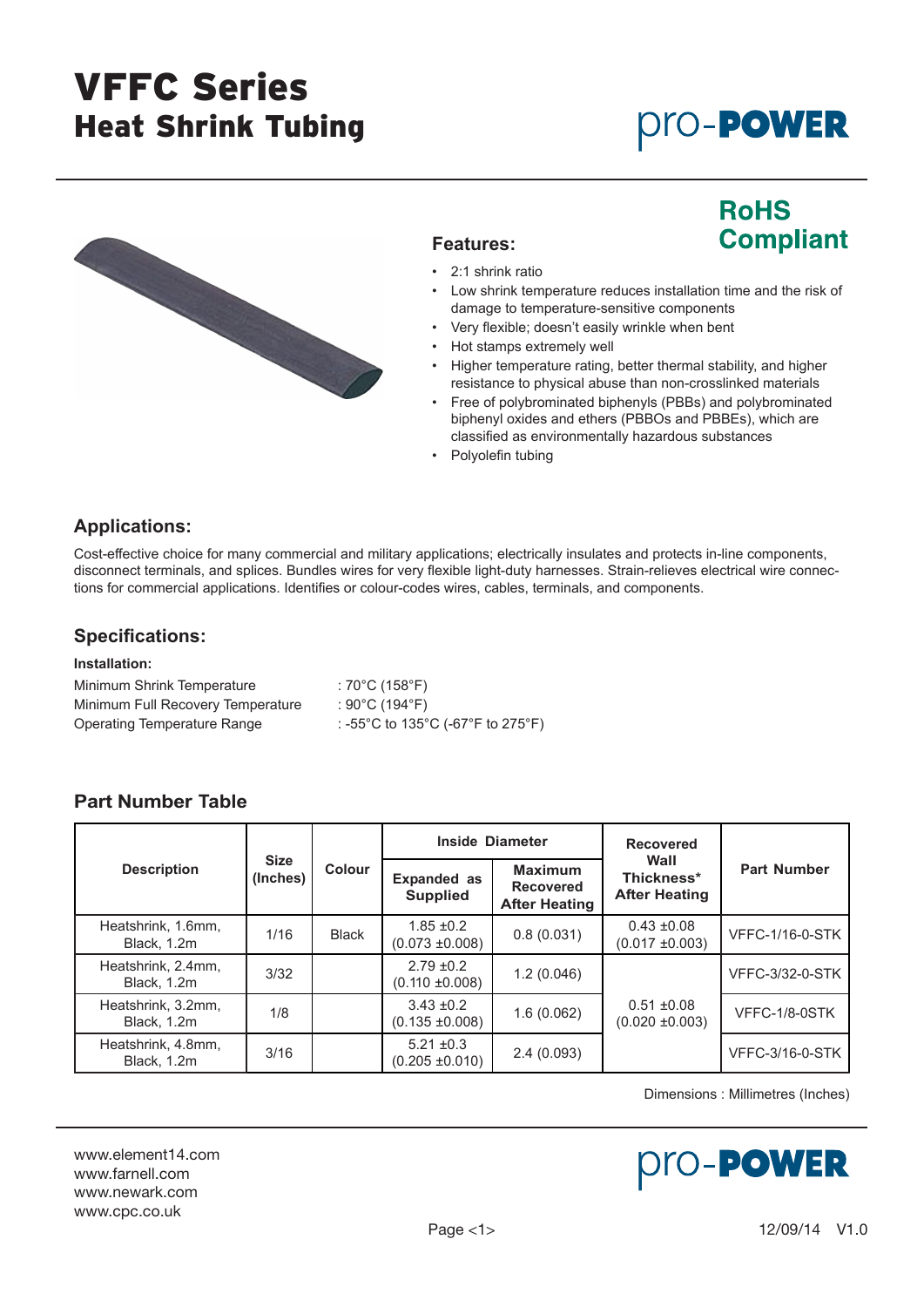# VFFC Series
## Heat Shrink Tubing

pro-POWER

**RoHS Compliant**

### Features:

- 2:1 shrink ratio
- Low shrink temperature reduces installation time and the risk of damage to temperature-sensitive components
- Very flexible; doesn't easily wrinkle when bent
- Hot stamps extremely well
- Higher temperature rating, better thermal stability, and higher resistance to physical abuse than non-crosslinked materials
- Free of polybrominated biphenyls (PBBs) and polybrominated biphenyl oxides and ethers (PBBOs and PBBEs), which are classified as environmentally hazardous substances
- Polyolefin tubing

### Applications:

Cost-effective choice for many commercial and military applications; electrically insulates and protects in-line components, disconnect terminals, and splices. Bundles wires for very flexible light-duty harnesses. Strain-relieves electrical wire connections for commercial applications. Identifies or colour-codes wires, cables, terminals, and components.

### Specifications:

**Installation:**

Minimum Shrink Temperature : 70°C (158°F)
Minimum Full Recovery Temperature : 90°C (194°F)
Operating Temperature Range : -55°C to 135°C (-67°F to 275°F)

### Part Number Table

| Description | Size (Inches) | Colour | Inside Diameter | | Recovered Wall Thickness* After Heating | Part Number |
|---|---|---|---|---|---|---|
| | | | Expanded as Supplied | Maximum Recovered After Heating | | |
| Heatshrink, 1.6mm, Black, 1.2m | 1/16 | Black | 1.85 ±0.2 (0.073 ±0.008) | 0.8 (0.031) | 0.43 ±0.08 (0.017 ±0.003) | VFFC-1/16-0-STK |
| Heatshrink, 2.4mm, Black, 1.2m | 3/32 | | 2.79 ±0.2 (0.110 ±0.008) | 1.2 (0.046) | 0.51 ±0.08 (0.020 ±0.003) | VFFC-3/32-0-STK |
| Heatshrink, 3.2mm, Black, 1.2m | 1/8 | | 3.43 ±0.2 (0.135 ±0.008) | 1.6 (0.062) | | VFFC-1/8-0STK |
| Heatshrink, 4.8mm, Black, 1.2m | 3/16 | | 5.21 ±0.3 (0.205 ±0.010) | 2.4 (0.093) | | VFFC-3/16-0-STK |

Dimensions : Millimetres (Inches)

www.element14.com
www.farnell.com
www.newark.com
www.cpc.co.uk

12/09/14 V1.0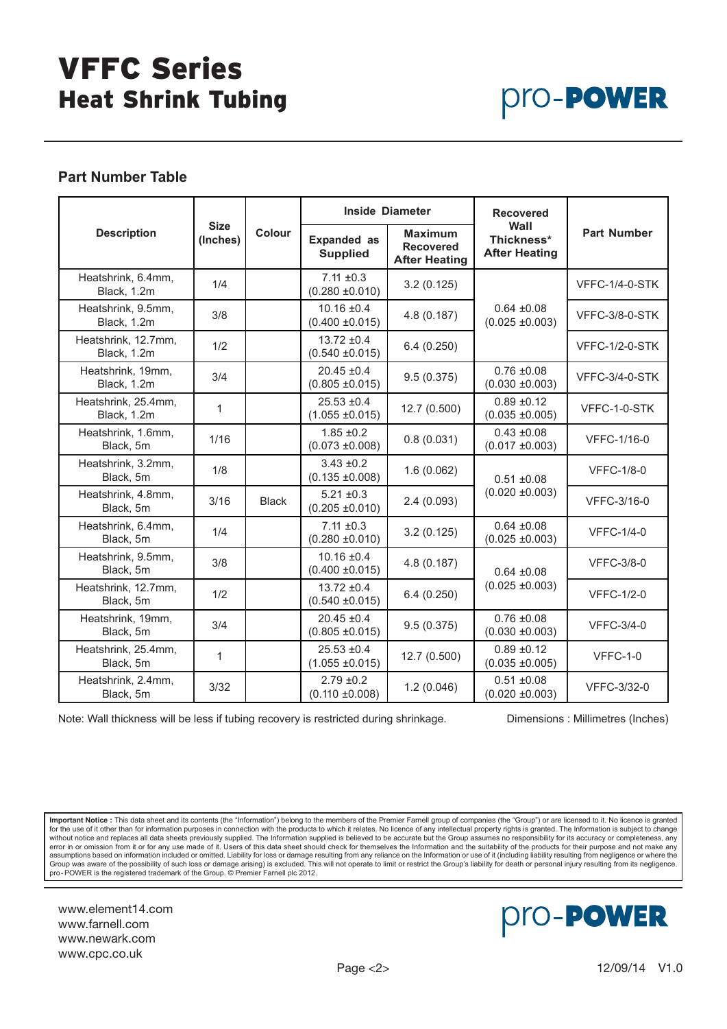# VFFC Series
## Heat Shrink Tubing

pro-POWER

### Part Number Table

| Description | Size (Inches) | Colour | Inside Diameter | | Recovered Wall Thickness* After Heating | Part Number |
|---|---|---|---|---|---|---|
| | | | Expanded as Supplied | Maximum Recovered After Heating | | |
| Heatshrink, 6.4mm, Black, 1.2m | 1/4 | Black | 7.11 ±0.3 (0.280 ±0.010) | 3.2 (0.125) | 0.64 ±0.08 (0.025 ±0.003) | VFFC-1/4-0-STK |
| Heatshrink, 9.5mm, Black, 1.2m | 3/8 | Black | 10.16 ±0.4 (0.400 ±0.015) | 4.8 (0.187) | 0.64 ±0.08 (0.025 ±0.003) | VFFC-3/8-0-STK |
| Heatshrink, 12.7mm, Black, 1.2m | 1/2 | Black | 13.72 ±0.4 (0.540 ±0.015) | 6.4 (0.250) | 0.64 ±0.08 (0.025 ±0.003) | VFFC-1/2-0-STK |
| Heatshrink, 19mm, Black, 1.2m | 3/4 | Black | 20.45 ±0.4 (0.805 ±0.015) | 9.5 (0.375) | 0.76 ±0.08 (0.030 ±0.003) | VFFC-3/4-0-STK |
| Heatshrink, 25.4mm, Black, 1.2m | 1 | Black | 25.53 ±0.4 (1.055 ±0.015) | 12.7 (0.500) | 0.89 ±0.12 (0.035 ±0.005) | VFFC-1-0-STK |
| Heatshrink, 1.6mm, Black, 5m | 1/16 | Black | 1.85 ±0.2 (0.073 ±0.008) | 0.8 (0.031) | 0.43 ±0.08 (0.017 ±0.003) | VFFC-1/16-0 |
| Heatshrink, 3.2mm, Black, 5m | 1/8 | Black | 3.43 ±0.2 (0.135 ±0.008) | 1.6 (0.062) | 0.51 ±0.08 (0.020 ±0.003) | VFFC-1/8-0 |
| Heatshrink, 4.8mm, Black, 5m | 3/16 | Black | 5.21 ±0.3 (0.205 ±0.010) | 2.4 (0.093) | 0.51 ±0.08 (0.020 ±0.003) | VFFC-3/16-0 |
| Heatshrink, 6.4mm, Black, 5m | 1/4 | Black | 7.11 ±0.3 (0.280 ±0.010) | 3.2 (0.125) | 0.64 ±0.08 (0.025 ±0.003) | VFFC-1/4-0 |
| Heatshrink, 9.5mm, Black, 5m | 3/8 | Black | 10.16 ±0.4 (0.400 ±0.015) | 4.8 (0.187) | 0.64 ±0.08 (0.025 ±0.003) | VFFC-3/8-0 |
| Heatshrink, 12.7mm, Black, 5m | 1/2 | Black | 13.72 ±0.4 (0.540 ±0.015) | 6.4 (0.250) | 0.64 ±0.08 (0.025 ±0.003) | VFFC-1/2-0 |
| Heatshrink, 19mm, Black, 5m | 3/4 | Black | 20.45 ±0.4 (0.805 ±0.015) | 9.5 (0.375) | 0.76 ±0.08 (0.030 ±0.003) | VFFC-3/4-0 |
| Heatshrink, 25.4mm, Black, 5m | 1 | Black | 25.53 ±0.4 (1.055 ±0.015) | 12.7 (0.500) | 0.89 ±0.12 (0.035 ±0.005) | VFFC-1-0 |
| Heatshrink, 2.4mm, Black, 5m | 3/32 | Black | 2.79 ±0.2 (0.110 ±0.008) | 1.2 (0.046) | 0.51 ±0.08 (0.020 ±0.003) | VFFC-3/32-0 |

Note: Wall thickness will be less if tubing recovery is restricted during shrinkage.

Dimensions : Millimetres (Inches)

**Important Notice :** This data sheet and its contents (the "Information") belong to the members of the Premier Farnell group of companies (the "Group") or are licensed to it. No licence is granted for the use of it other than for information purposes in connection with the products to which it relates. No licence of any intellectual property rights is granted. The Information is subject to change without notice and replaces all data sheets previously supplied. The Information supplied is believed to be accurate but the Group assumes no responsibility for its accuracy or completeness, any error in or omission from it or for any use made of it. Users of this data sheet should check for themselves the Information and the suitability of the products for their purpose and not make any assumptions based on information included or omitted. Liability for loss or damage resulting from any reliance on the Information or use of it (including liability resulting from negligence or where the Group was aware of the possibility of such loss or damage arising) is excluded. This will not operate to limit or restrict the Group's liability for death or personal injury resulting from its negligence. pro-POWER is the registered trademark of the Group. © Premier Farnell plc 2012.

www.element14.com
www.farnell.com
www.newark.com
www.cpc.co.uk

pro-POWER

12/09/14 V1.0